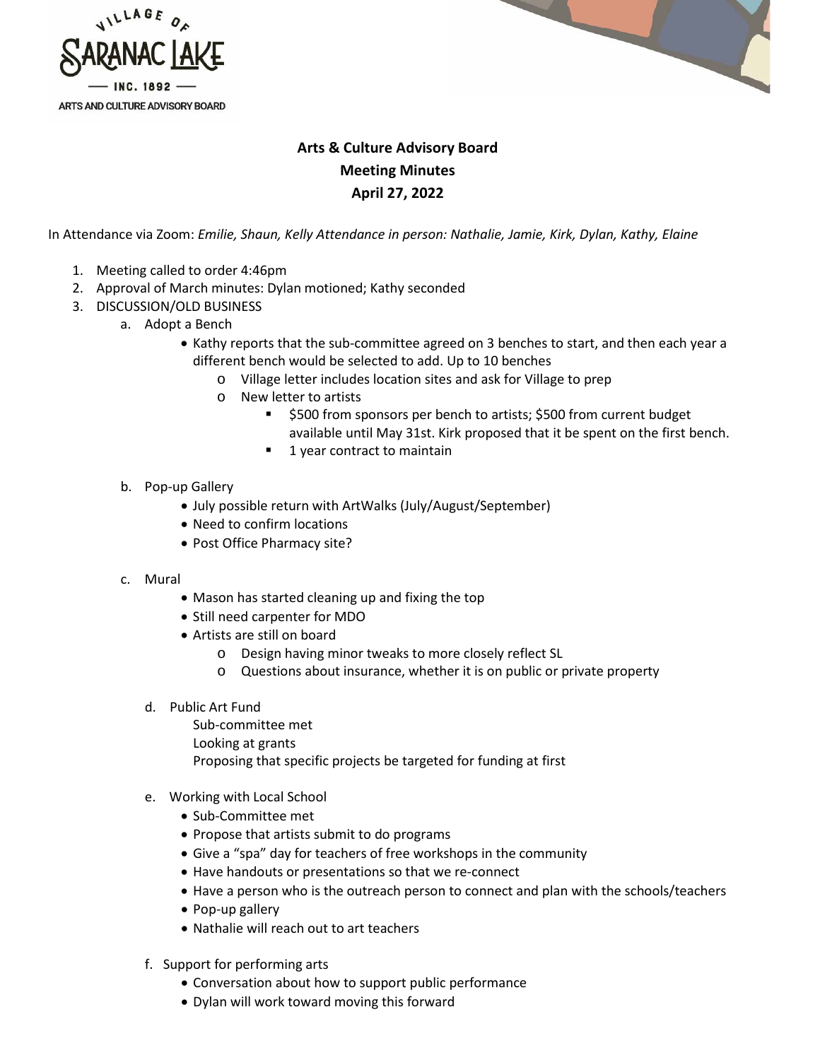VILLAGE OF SARANAC LAKE — INC. 1892 — ARTS AND CULTURE ADVISORY BOARD

**Arts & Culture Advisory Board**
**Meeting Minutes**
**April 27, 2022**

In Attendance via Zoom: *Emilie, Shaun, Kelly Attendance in person: Nathalie, Jamie, Kirk, Dylan, Kathy, Elaine*

1. Meeting called to order 4:46pm
2. Approval of March minutes: Dylan motioned; Kathy seconded
3. DISCUSSION/OLD BUSINESS
   a. Adopt a Bench
      - Kathy reports that the sub-committee agreed on 3 benches to start, and then each year a different bench would be selected to add. Up to 10 benches
         - Village letter includes location sites and ask for Village to prep
         - New letter to artists
            - $500 from sponsors per bench to artists; $500 from current budget available until May 31st. Kirk proposed that it be spent on the first bench.
            - 1 year contract to maintain

   b. Pop-up Gallery
      - July possible return with ArtWalks (July/August/September)
      - Need to confirm locations
      - Post Office Pharmacy site?

   c. Mural
      - Mason has started cleaning up and fixing the top
      - Still need carpenter for MDO
      - Artists are still on board
         - Design having minor tweaks to more closely reflect SL
         - Questions about insurance, whether it is on public or private property

   d. Public Art Fund
      Sub-committee met
      Looking at grants
      Proposing that specific projects be targeted for funding at first

   e. Working with Local School
      - Sub-Committee met
      - Propose that artists submit to do programs
      - Give a "spa" day for teachers of free workshops in the community
      - Have handouts or presentations so that we re-connect
      - Have a person who is the outreach person to connect and plan with the schools/teachers
      - Pop-up gallery
      - Nathalie will reach out to art teachers

   f. Support for performing arts
      - Conversation about how to support public performance
      - Dylan will work toward moving this forward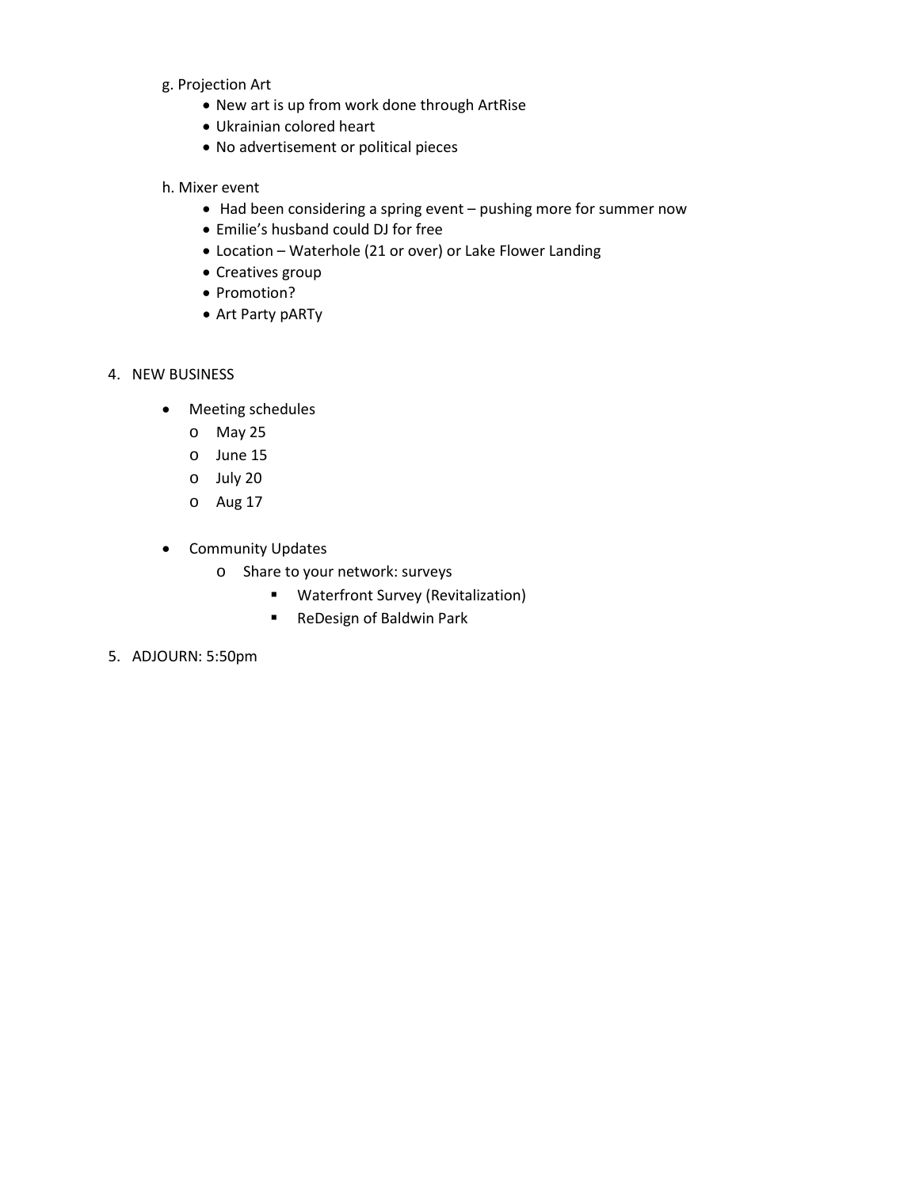g. Projection Art

- New art is up from work done through ArtRise
- Ukrainian colored heart
- No advertisement or political pieces

h. Mixer event

- Had been considering a spring event – pushing more for summer now
- Emilie's husband could DJ for free
- Location – Waterhole (21 or over) or Lake Flower Landing
- Creatives group
- Promotion?
- Art Party pARTy

4. NEW BUSINESS

- Meeting schedules
  - May 25
  - June 15
  - July 20
  - Aug 17
- Community Updates
  - Share to your network: surveys
    - Waterfront Survey (Revitalization)
    - ReDesign of Baldwin Park

5. ADJOURN: 5:50pm